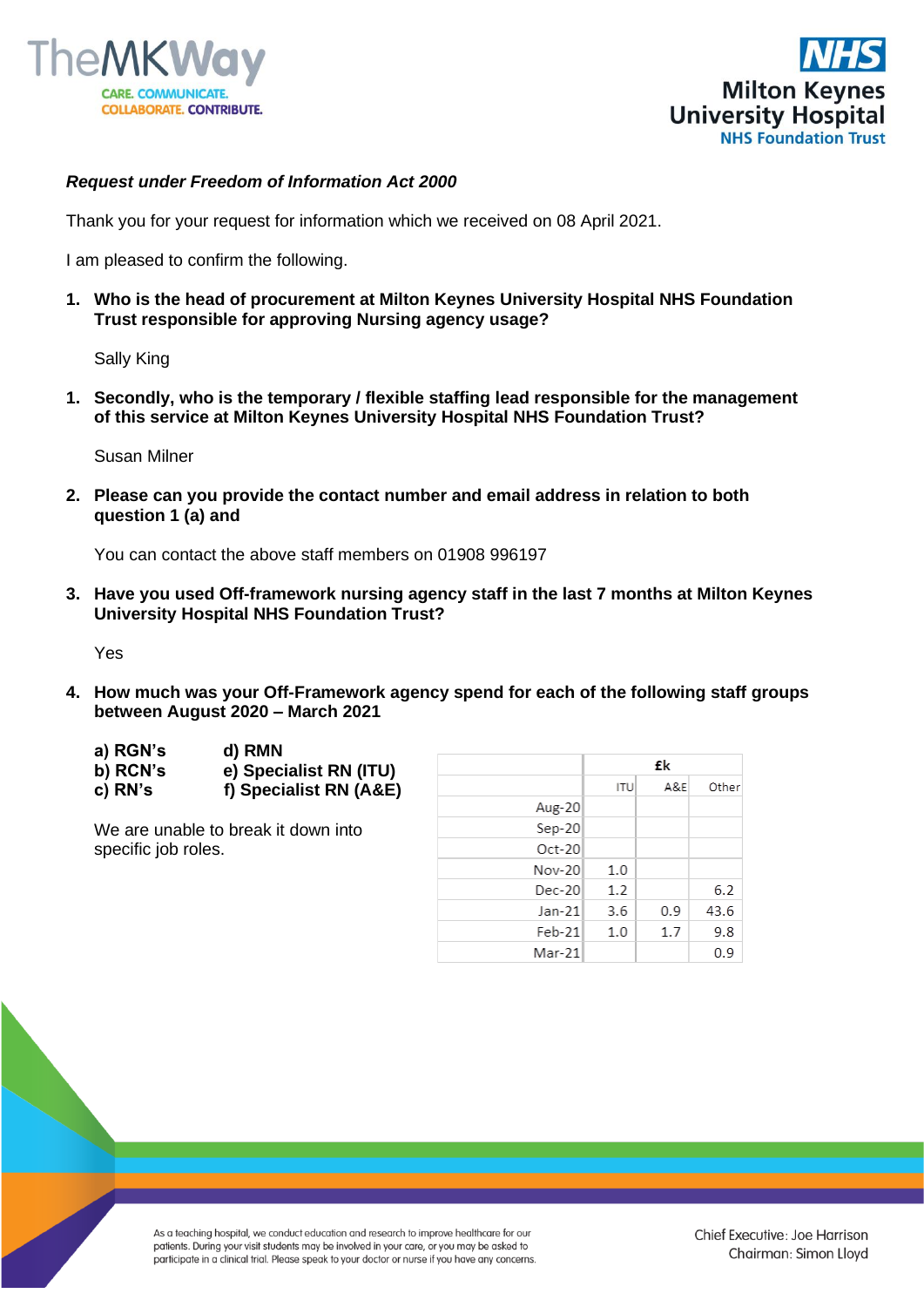*Request under Freedom of Information Act 2000*

Thank you for your request for information which we received on 08 April 2021.

I am pleased to confirm the following.

1. **Who is the head of procurement at Milton Keynes University Hospital NHS Foundation Trust responsible for approving Nursing agency usage?**

   Sally King

1. **Secondly, who is the temporary / flexible staffing lead responsible for the management of this service at Milton Keynes University Hospital NHS Foundation Trust?**

   Susan Milner

2. **Please can you provide the contact number and email address in relation to both question 1 (a) and**

   You can contact the above staff members on 01908 996197

3. **Have you used Off-framework nursing agency staff in the last 7 months at Milton Keynes University Hospital NHS Foundation Trust?**

   Yes

4. **How much was your Off-Framework agency spend for each of the following staff groups between August 2020 – March 2021**

   **a) RGN's**
   **b) RCN's**
   **c) RN's**
   **d) RMN**
   **e) Specialist RN (ITU)**
   **f) Specialist RN (A&E)**

   We are unable to break it down into specific job roles.

| | £k | | |
|---|---|---|---|
| | ITU | A&E | Other |
| Aug-20 | | | |
| Sep-20 | | | |
| Oct-20 | | | |
| Nov-20 | 1.0 | | |
| Dec-20 | 1.2 | | 6.2 |
| Jan-21 | 3.6 | 0.9 | 43.6 |
| Feb-21 | 1.0 | 1.7 | 9.8 |
| Mar-21 | | | 0.9 |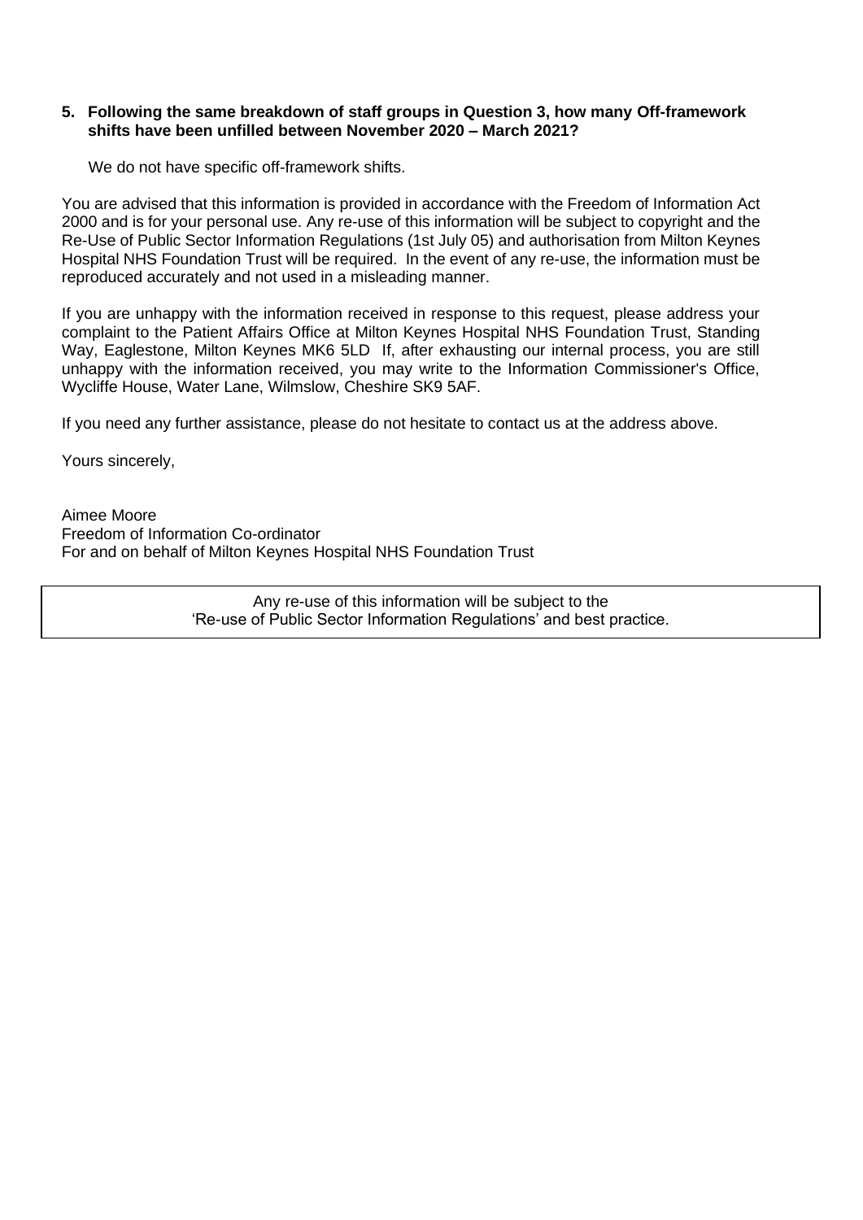5. **Following the same breakdown of staff groups in Question 3, how many Off-framework shifts have been unfilled between November 2020 – March 2021?**

   We do not have specific off-framework shifts.

You are advised that this information is provided in accordance with the Freedom of Information Act 2000 and is for your personal use. Any re-use of this information will be subject to copyright and the Re-Use of Public Sector Information Regulations (1st July 05) and authorisation from Milton Keynes Hospital NHS Foundation Trust will be required. In the event of any re-use, the information must be reproduced accurately and not used in a misleading manner.

If you are unhappy with the information received in response to this request, please address your complaint to the Patient Affairs Office at Milton Keynes Hospital NHS Foundation Trust, Standing Way, Eaglestone, Milton Keynes MK6 5LD If, after exhausting our internal process, you are still unhappy with the information received, you may write to the Information Commissioner's Office, Wycliffe House, Water Lane, Wilmslow, Cheshire SK9 5AF.

If you need any further assistance, please do not hesitate to contact us at the address above.

Yours sincerely,

Aimee Moore
Freedom of Information Co-ordinator
For and on behalf of Milton Keynes Hospital NHS Foundation Trust

Any re-use of this information will be subject to the 'Re-use of Public Sector Information Regulations' and best practice.